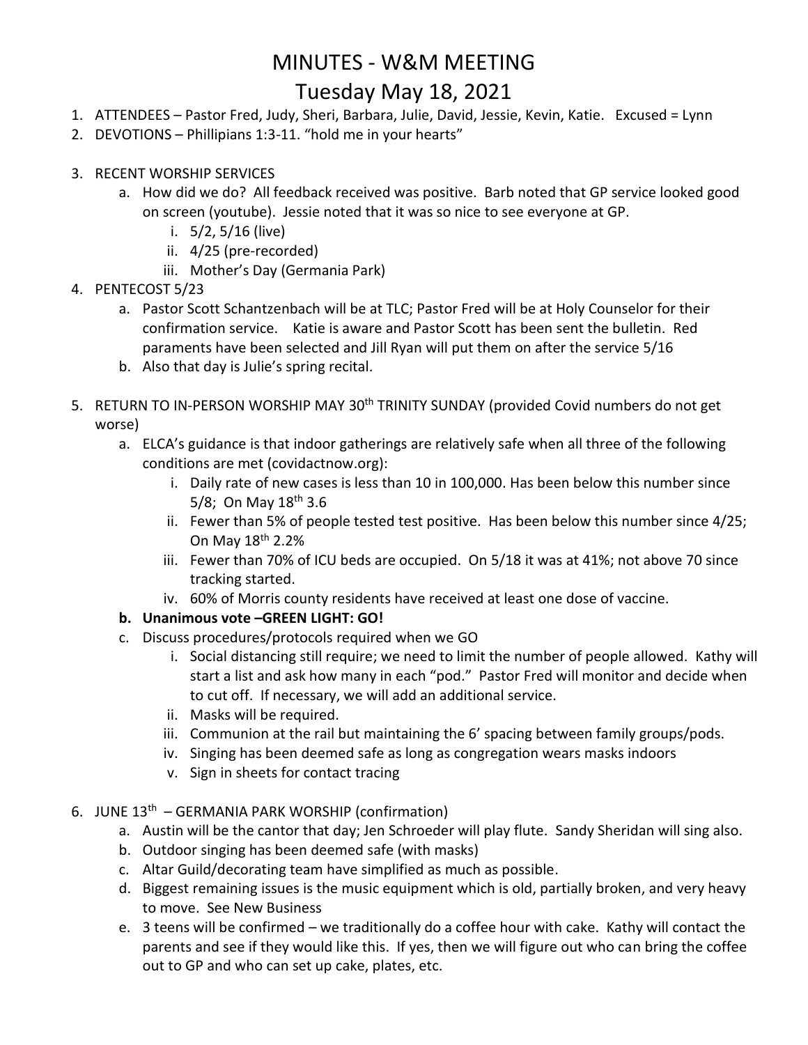# MINUTES - W&M MEETING

## Tuesday May 18, 2021

1. ATTENDEES – Pastor Fred, Judy, Sheri, Barbara, Julie, David, Jessie, Kevin, Katie. Excused = Lynn
2. DEVOTIONS – Phillipians 1:3-11. "hold me in your hearts"
3. RECENT WORSHIP SERVICES
   a. How did we do? All feedback received was positive. Barb noted that GP service looked good on screen (youtube). Jessie noted that it was so nice to see everyone at GP.
      i. 5/2, 5/16 (live)
      ii. 4/25 (pre-recorded)
      iii. Mother's Day (Germania Park)
4. PENTECOST 5/23
   a. Pastor Scott Schantzenbach will be at TLC; Pastor Fred will be at Holy Counselor for their confirmation service. Katie is aware and Pastor Scott has been sent the bulletin. Red paraments have been selected and Jill Ryan will put them on after the service 5/16
   b. Also that day is Julie's spring recital.
5. RETURN TO IN-PERSON WORSHIP MAY 30th TRINITY SUNDAY (provided Covid numbers do not get worse)
   a. ELCA's guidance is that indoor gatherings are relatively safe when all three of the following conditions are met (covidactnow.org):
      i. Daily rate of new cases is less than 10 in 100,000. Has been below this number since 5/8; On May 18th 3.6
      ii. Fewer than 5% of people tested test positive. Has been below this number since 4/25; On May 18th 2.2%
      iii. Fewer than 70% of ICU beds are occupied. On 5/18 it was at 41%; not above 70 since tracking started.
      iv. 60% of Morris county residents have received at least one dose of vaccine.
   
   **b. Unanimous vote –GREEN LIGHT: GO!**
   
   c. Discuss procedures/protocols required when we GO
      i. Social distancing still require; we need to limit the number of people allowed. Kathy will start a list and ask how many in each "pod." Pastor Fred will monitor and decide when to cut off. If necessary, we will add an additional service.
      ii. Masks will be required.
      iii. Communion at the rail but maintaining the 6' spacing between family groups/pods.
      iv. Singing has been deemed safe as long as congregation wears masks indoors
      v. Sign in sheets for contact tracing
6. JUNE 13th – GERMANIA PARK WORSHIP (confirmation)
   a. Austin will be the cantor that day; Jen Schroeder will play flute. Sandy Sheridan will sing also.
   b. Outdoor singing has been deemed safe (with masks)
   c. Altar Guild/decorating team have simplified as much as possible.
   d. Biggest remaining issues is the music equipment which is old, partially broken, and very heavy to move. See New Business
   e. 3 teens will be confirmed – we traditionally do a coffee hour with cake. Kathy will contact the parents and see if they would like this. If yes, then we will figure out who can bring the coffee out to GP and who can set up cake, plates, etc.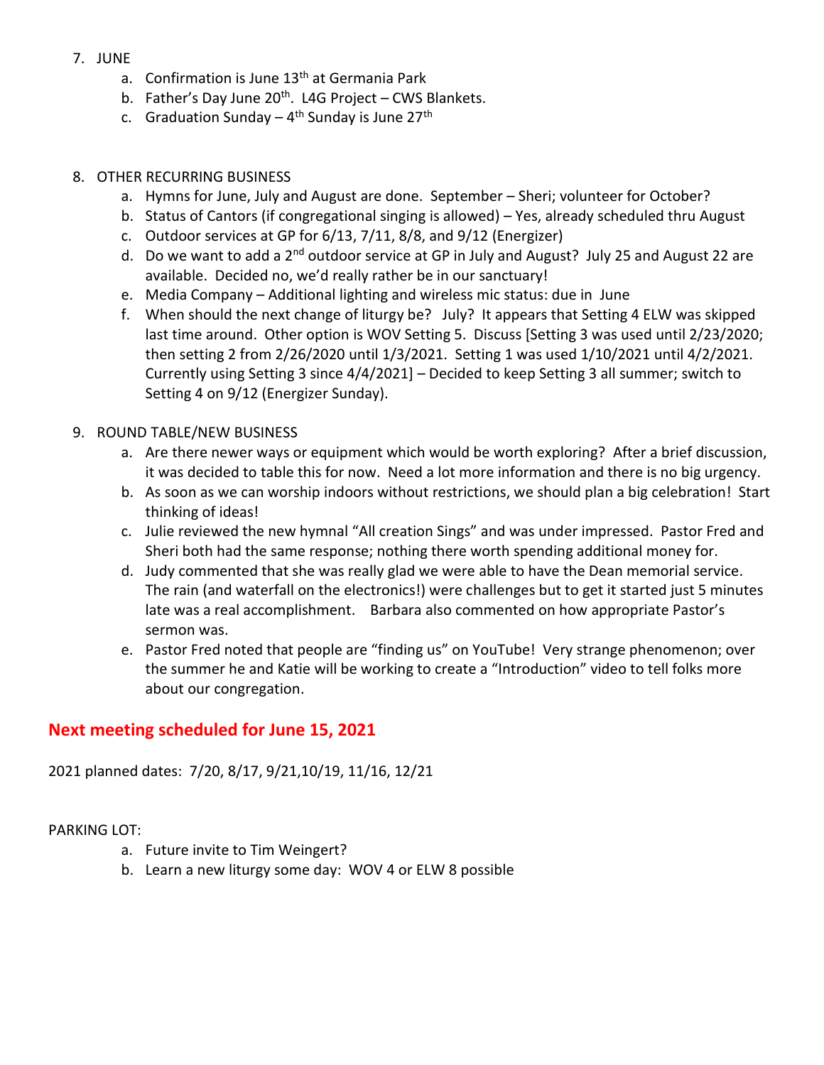7. JUNE
    a. Confirmation is June 13th at Germania Park
    b. Father's Day June 20th. L4G Project – CWS Blankets.
    c. Graduation Sunday – 4th Sunday is June 27th

8. OTHER RECURRING BUSINESS
    a. Hymns for June, July and August are done. September – Sheri; volunteer for October?
    b. Status of Cantors (if congregational singing is allowed) – Yes, already scheduled thru August
    c. Outdoor services at GP for 6/13, 7/11, 8/8, and 9/12 (Energizer)
    d. Do we want to add a 2nd outdoor service at GP in July and August? July 25 and August 22 are available. Decided no, we'd really rather be in our sanctuary!
    e. Media Company – Additional lighting and wireless mic status: due in June
    f. When should the next change of liturgy be? July? It appears that Setting 4 ELW was skipped last time around. Other option is WOV Setting 5. Discuss [Setting 3 was used until 2/23/2020; then setting 2 from 2/26/2020 until 1/3/2021. Setting 1 was used 1/10/2021 until 4/2/2021. Currently using Setting 3 since 4/4/2021] – Decided to keep Setting 3 all summer; switch to Setting 4 on 9/12 (Energizer Sunday).

9. ROUND TABLE/NEW BUSINESS
    a. Are there newer ways or equipment which would be worth exploring? After a brief discussion, it was decided to table this for now. Need a lot more information and there is no big urgency.
    b. As soon as we can worship indoors without restrictions, we should plan a big celebration! Start thinking of ideas!
    c. Julie reviewed the new hymnal "All creation Sings" and was under impressed. Pastor Fred and Sheri both had the same response; nothing there worth spending additional money for.
    d. Judy commented that she was really glad we were able to have the Dean memorial service. The rain (and waterfall on the electronics!) were challenges but to get it started just 5 minutes late was a real accomplishment. Barbara also commented on how appropriate Pastor's sermon was.
    e. Pastor Fred noted that people are "finding us" on YouTube! Very strange phenomenon; over the summer he and Katie will be working to create a "Introduction" video to tell folks more about our congregation.

## Next meeting scheduled for June 15, 2021

2021 planned dates: 7/20, 8/17, 9/21,10/19, 11/16, 12/21

PARKING LOT:

a. Future invite to Tim Weingert?
b. Learn a new liturgy some day: WOV 4 or ELW 8 possible